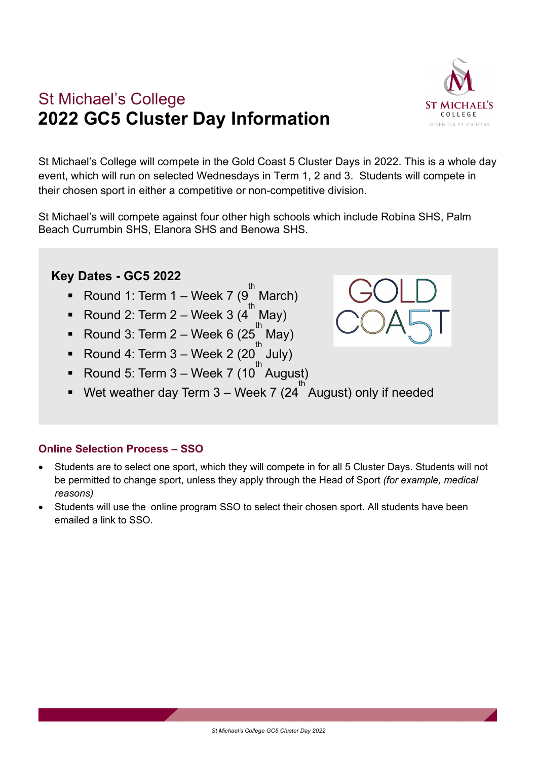St Michael's College

# 2022 GC5 Cluster Day Information

St Michael's College will compete in the Gold Coast 5 Cluster Days in 2022. This is a whole day event, which will run on selected Wednesdays in Term 1, 2 and 3. Students will compete in their chosen sport in either a competitive or non-competitive division.

St Michael's will compete against four other high schools which include Robina SHS, Palm Beach Currumbin SHS, Elanora SHS and Benowa SHS.

## Key Dates - GC5 2022

- Round 1: Term 1 – Week 7 (9th March)
- Round 2: Term 2 – Week 3 (4th May)
- Round 3: Term 2 – Week 6 (25th May)
- Round 4: Term 3 – Week 2 (20th July)
- Round 5: Term 3 – Week 7 (10th August)
- Wet weather day Term 3 – Week 7 (24th August) only if needed

### Online Selection Process – SSO

- Students are to select one sport, which they will compete in for all 5 Cluster Days. Students will not be permitted to change sport, unless they apply through the Head of Sport *(for example, medical reasons)*
- Students will use the online program SSO to select their chosen sport. All students have been emailed a link to SSO.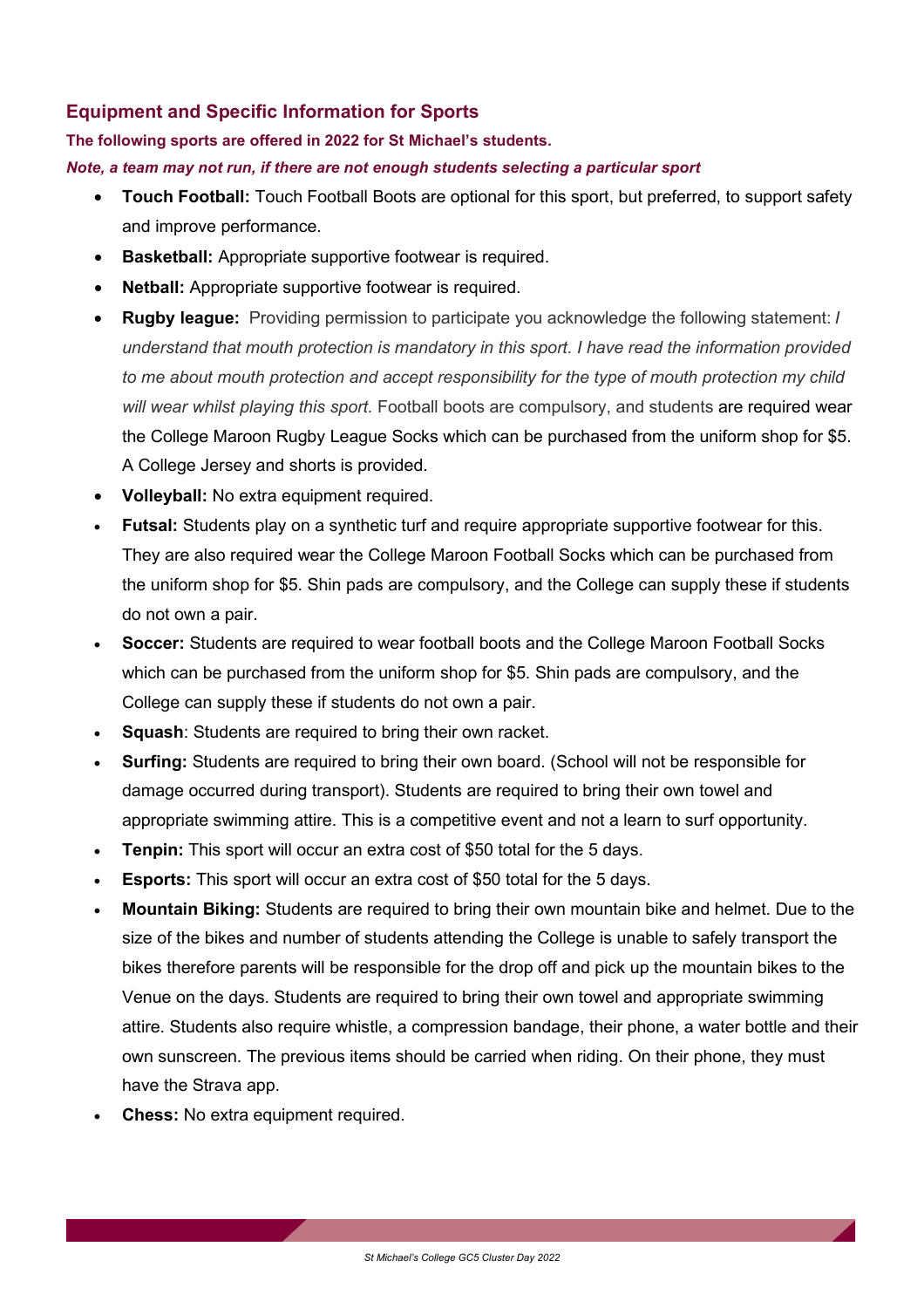## Equipment and Specific Information for Sports

**The following sports are offered in 2022 for St Michael's students.**

***Note, a team may not run, if there are not enough students selecting a particular sport***

- **Touch Football:** Touch Football Boots are optional for this sport, but preferred, to support safety and improve performance.
- **Basketball:** Appropriate supportive footwear is required.
- **Netball:** Appropriate supportive footwear is required.
- **Rugby league:** Providing permission to participate you acknowledge the following statement: *I understand that mouth protection is mandatory in this sport. I have read the information provided to me about mouth protection and accept responsibility for the type of mouth protection my child will wear whilst playing this sport.* Football boots are compulsory, and students are required wear the College Maroon Rugby League Socks which can be purchased from the uniform shop for $5. A College Jersey and shorts is provided.
- **Volleyball:** No extra equipment required.
- **Futsal:** Students play on a synthetic turf and require appropriate supportive footwear for this. They are also required wear the College Maroon Football Socks which can be purchased from the uniform shop for $5. Shin pads are compulsory, and the College can supply these if students do not own a pair.
- **Soccer:** Students are required to wear football boots and the College Maroon Football Socks which can be purchased from the uniform shop for $5. Shin pads are compulsory, and the College can supply these if students do not own a pair.
- **Squash**: Students are required to bring their own racket.
- **Surfing:** Students are required to bring their own board. (School will not be responsible for damage occurred during transport). Students are required to bring their own towel and appropriate swimming attire. This is a competitive event and not a learn to surf opportunity.
- **Tenpin:** This sport will occur an extra cost of $50 total for the 5 days.
- **Esports:** This sport will occur an extra cost of $50 total for the 5 days.
- **Mountain Biking:** Students are required to bring their own mountain bike and helmet. Due to the size of the bikes and number of students attending the College is unable to safely transport the bikes therefore parents will be responsible for the drop off and pick up the mountain bikes to the Venue on the days. Students are required to bring their own towel and appropriate swimming attire. Students also require whistle, a compression bandage, their phone, a water bottle and their own sunscreen. The previous items should be carried when riding. On their phone, they must have the Strava app.
- **Chess:** No extra equipment required.